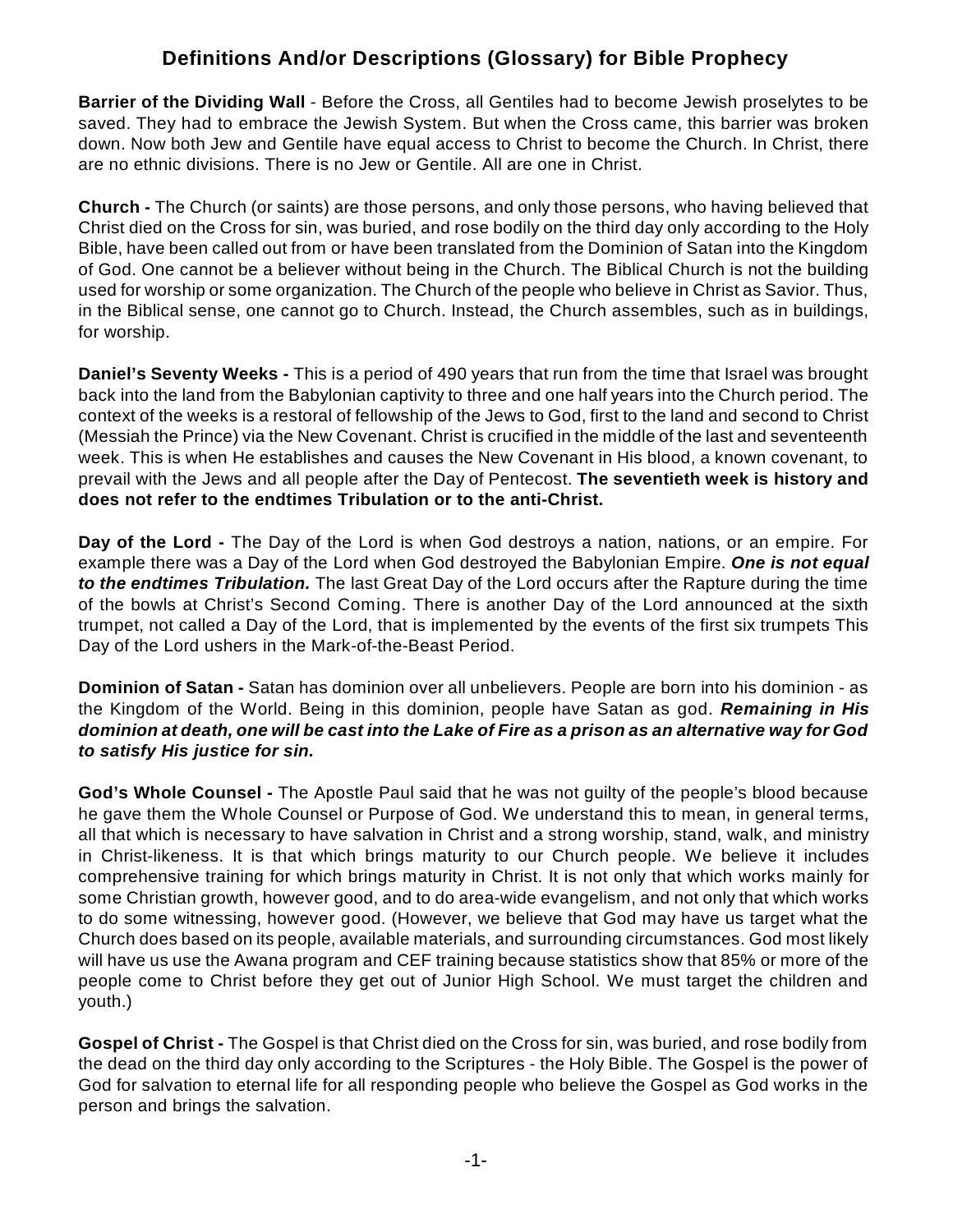# Definitions And/or Descriptions (Glossary) for Bible Prophecy

**Barrier of the Dividing Wall** - Before the Cross, all Gentiles had to become Jewish proselytes to be saved. They had to embrace the Jewish System. But when the Cross came, this barrier was broken down. Now both Jew and Gentile have equal access to Christ to become the Church. In Christ, there are no ethnic divisions. There is no Jew or Gentile. All are one in Christ.

**Church -** The Church (or saints) are those persons, and only those persons, who having believed that Christ died on the Cross for sin, was buried, and rose bodily on the third day only according to the Holy Bible, have been called out from or have been translated from the Dominion of Satan into the Kingdom of God. One cannot be a believer without being in the Church. The Biblical Church is not the building used for worship or some organization. The Church of the people who believe in Christ as Savior. Thus, in the Biblical sense, one cannot go to Church. Instead, the Church assembles, such as in buildings, for worship.

**Daniel's Seventy Weeks -** This is a period of 490 years that run from the time that Israel was brought back into the land from the Babylonian captivity to three and one half years into the Church period. The context of the weeks is a restoral of fellowship of the Jews to God, first to the land and second to Christ (Messiah the Prince) via the New Covenant. Christ is crucified in the middle of the last and seventeenth week. This is when He establishes and causes the New Covenant in His blood, a known covenant, to prevail with the Jews and all people after the Day of Pentecost. **The seventieth week is history and does not refer to the endtimes Tribulation or to the anti-Christ.**

**Day of the Lord -** The Day of the Lord is when God destroys a nation, nations, or an empire. For example there was a Day of the Lord when God destroyed the Babylonian Empire. ***One is not equal to the endtimes Tribulation.*** The last Great Day of the Lord occurs after the Rapture during the time of the bowls at Christ's Second Coming. There is another Day of the Lord announced at the sixth trumpet, not called a Day of the Lord, that is implemented by the events of the first six trumpets This Day of the Lord ushers in the Mark-of-the-Beast Period.

**Dominion of Satan -** Satan has dominion over all unbelievers. People are born into his dominion - as the Kingdom of the World. Being in this dominion, people have Satan as god. ***Remaining in His dominion at death, one will be cast into the Lake of Fire as a prison as an alternative way for God to satisfy His justice for sin.***

**God's Whole Counsel -** The Apostle Paul said that he was not guilty of the people's blood because he gave them the Whole Counsel or Purpose of God. We understand this to mean, in general terms, all that which is necessary to have salvation in Christ and a strong worship, stand, walk, and ministry in Christ-likeness. It is that which brings maturity to our Church people. We believe it includes comprehensive training for which brings maturity in Christ. It is not only that which works mainly for some Christian growth, however good, and to do area-wide evangelism, and not only that which works to do some witnessing, however good. (However, we believe that God may have us target what the Church does based on its people, available materials, and surrounding circumstances. God most likely will have us use the Awana program and CEF training because statistics show that 85% or more of the people come to Christ before they get out of Junior High School. We must target the children and youth.)

**Gospel of Christ -** The Gospel is that Christ died on the Cross for sin, was buried, and rose bodily from the dead on the third day only according to the Scriptures - the Holy Bible. The Gospel is the power of God for salvation to eternal life for all responding people who believe the Gospel as God works in the person and brings the salvation.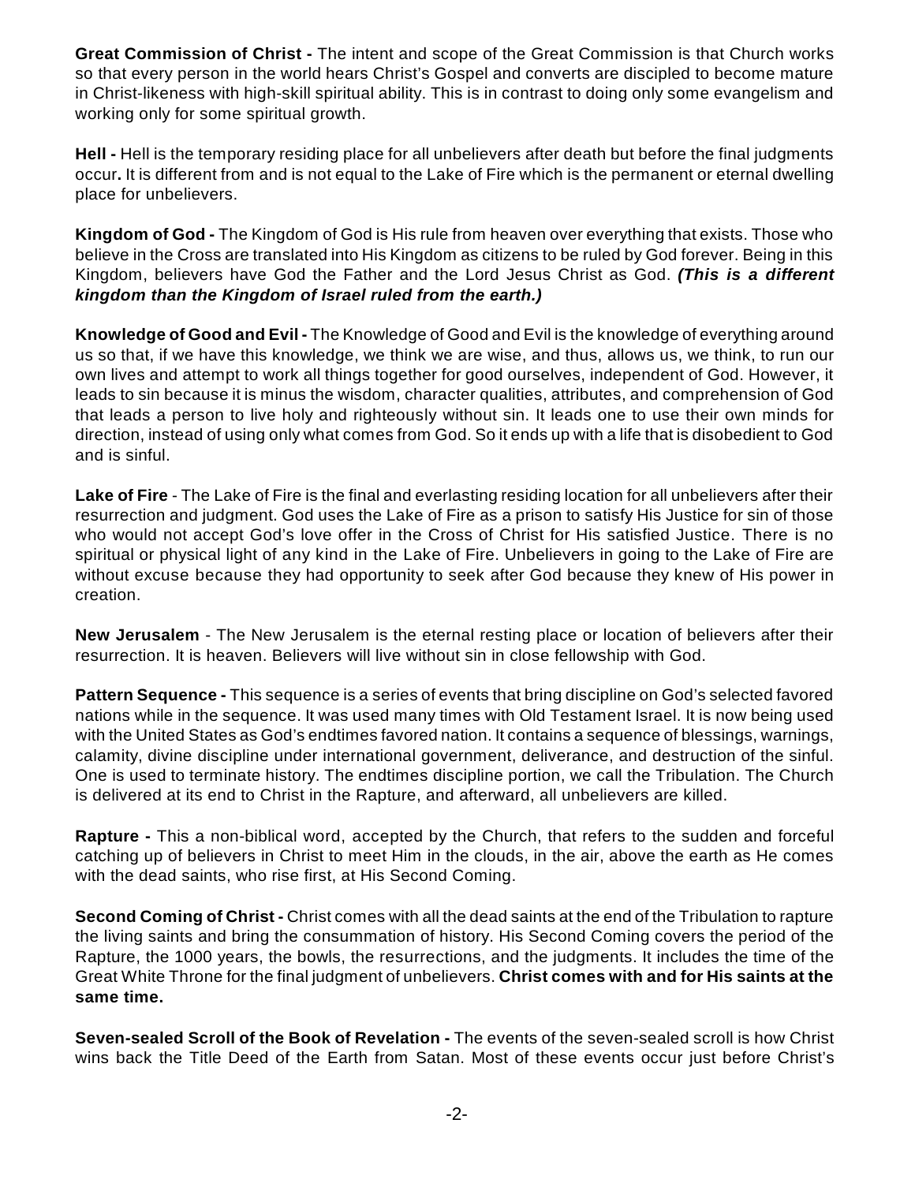**Great Commission of Christ -** The intent and scope of the Great Commission is that Church works so that every person in the world hears Christ's Gospel and converts are discipled to become mature in Christ-likeness with high-skill spiritual ability. This is in contrast to doing only some evangelism and working only for some spiritual growth.

**Hell -** Hell is the temporary residing place for all unbelievers after death but before the final judgments occur**.** It is different from and is not equal to the Lake of Fire which is the permanent or eternal dwelling place for unbelievers.

**Kingdom of God -** The Kingdom of God is His rule from heaven over everything that exists. Those who believe in the Cross are translated into His Kingdom as citizens to be ruled by God forever. Being in this Kingdom, believers have God the Father and the Lord Jesus Christ as God. ***(This is a different kingdom than the Kingdom of Israel ruled from the earth.)***

**Knowledge of Good and Evil -** The Knowledge of Good and Evil is the knowledge of everything around us so that, if we have this knowledge, we think we are wise, and thus, allows us, we think, to run our own lives and attempt to work all things together for good ourselves, independent of God. However, it leads to sin because it is minus the wisdom, character qualities, attributes, and comprehension of God that leads a person to live holy and righteously without sin. It leads one to use their own minds for direction, instead of using only what comes from God. So it ends up with a life that is disobedient to God and is sinful.

**Lake of Fire** - The Lake of Fire is the final and everlasting residing location for all unbelievers after their resurrection and judgment. God uses the Lake of Fire as a prison to satisfy His Justice for sin of those who would not accept God's love offer in the Cross of Christ for His satisfied Justice. There is no spiritual or physical light of any kind in the Lake of Fire. Unbelievers in going to the Lake of Fire are without excuse because they had opportunity to seek after God because they knew of His power in creation.

**New Jerusalem** - The New Jerusalem is the eternal resting place or location of believers after their resurrection. It is heaven. Believers will live without sin in close fellowship with God.

**Pattern Sequence -** This sequence is a series of events that bring discipline on God's selected favored nations while in the sequence. It was used many times with Old Testament Israel. It is now being used with the United States as God's endtimes favored nation. It contains a sequence of blessings, warnings, calamity, divine discipline under international government, deliverance, and destruction of the sinful. One is used to terminate history. The endtimes discipline portion, we call the Tribulation. The Church is delivered at its end to Christ in the Rapture, and afterward, all unbelievers are killed.

**Rapture -** This a non-biblical word, accepted by the Church, that refers to the sudden and forceful catching up of believers in Christ to meet Him in the clouds, in the air, above the earth as He comes with the dead saints, who rise first, at His Second Coming.

**Second Coming of Christ -** Christ comes with all the dead saints at the end of the Tribulation to rapture the living saints and bring the consummation of history. His Second Coming covers the period of the Rapture, the 1000 years, the bowls, the resurrections, and the judgments. It includes the time of the Great White Throne for the final judgment of unbelievers. **Christ comes with and for His saints at the same time.**

**Seven-sealed Scroll of the Book of Revelation -** The events of the seven-sealed scroll is how Christ wins back the Title Deed of the Earth from Satan. Most of these events occur just before Christ's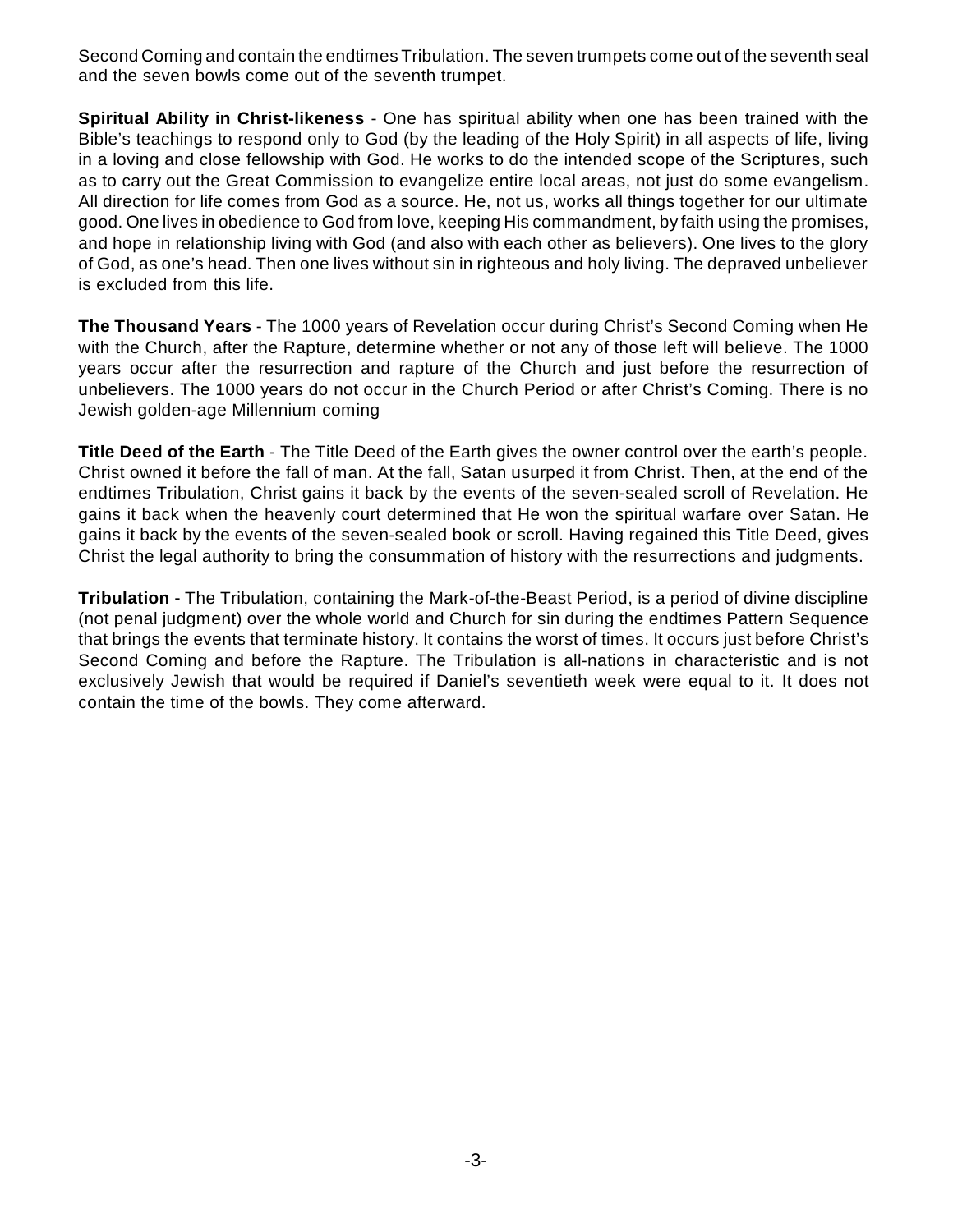Second Coming and contain the endtimes Tribulation. The seven trumpets come out of the seventh seal and the seven bowls come out of the seventh trumpet.

**Spiritual Ability in Christ-likeness** - One has spiritual ability when one has been trained with the Bible's teachings to respond only to God (by the leading of the Holy Spirit) in all aspects of life, living in a loving and close fellowship with God. He works to do the intended scope of the Scriptures, such as to carry out the Great Commission to evangelize entire local areas, not just do some evangelism. All direction for life comes from God as a source. He, not us, works all things together for our ultimate good. One lives in obedience to God from love, keeping His commandment, by faith using the promises, and hope in relationship living with God (and also with each other as believers). One lives to the glory of God, as one's head. Then one lives without sin in righteous and holy living. The depraved unbeliever is excluded from this life.

**The Thousand Years** - The 1000 years of Revelation occur during Christ's Second Coming when He with the Church, after the Rapture, determine whether or not any of those left will believe. The 1000 years occur after the resurrection and rapture of the Church and just before the resurrection of unbelievers. The 1000 years do not occur in the Church Period or after Christ's Coming. There is no Jewish golden-age Millennium coming

**Title Deed of the Earth** - The Title Deed of the Earth gives the owner control over the earth's people. Christ owned it before the fall of man. At the fall, Satan usurped it from Christ. Then, at the end of the endtimes Tribulation, Christ gains it back by the events of the seven-sealed scroll of Revelation. He gains it back when the heavenly court determined that He won the spiritual warfare over Satan. He gains it back by the events of the seven-sealed book or scroll. Having regained this Title Deed, gives Christ the legal authority to bring the consummation of history with the resurrections and judgments.

**Tribulation -** The Tribulation, containing the Mark-of-the-Beast Period, is a period of divine discipline (not penal judgment) over the whole world and Church for sin during the endtimes Pattern Sequence that brings the events that terminate history. It contains the worst of times. It occurs just before Christ's Second Coming and before the Rapture. The Tribulation is all-nations in characteristic and is not exclusively Jewish that would be required if Daniel's seventieth week were equal to it. It does not contain the time of the bowls. They come afterward.